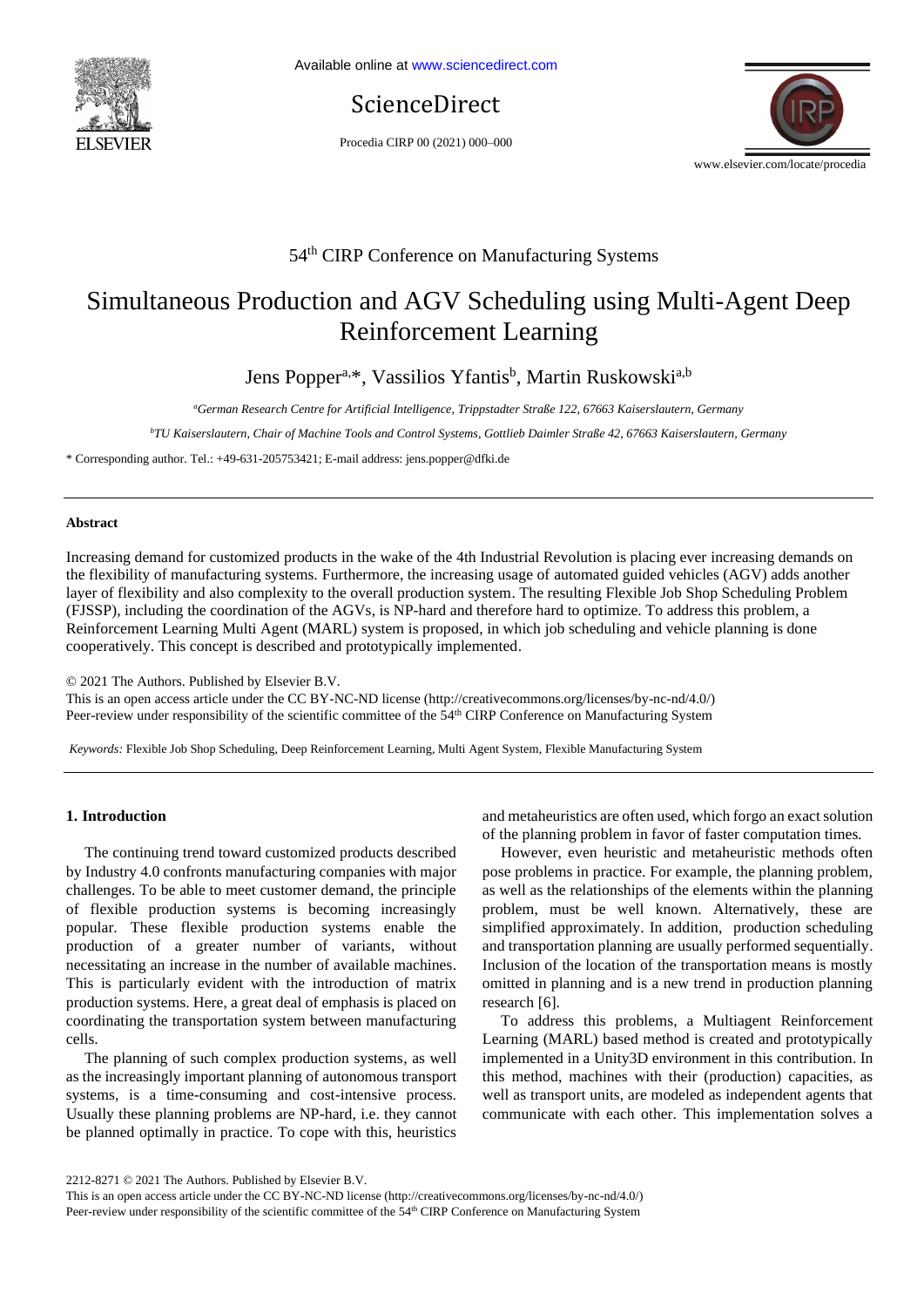Available online at www.sciencedirect.com

ScienceDirect

Procedia CIRP 00 (2021) 000–000

www.elsevier.com/locate/procedia

54th CIRP Conference on Manufacturing Systems

# Simultaneous Production and AGV Scheduling using Multi-Agent Deep Reinforcement Learning

Jens Popper[a,*], Vassilios Yfantis[b], Martin Ruskowski[a,b]

[a]*German Research Centre for Artificial Intelligence, Trippstadter Straße 122, 67663 Kaiserslautern, Germany*

[b]*TU Kaiserslautern, Chair of Machine Tools and Control Systems, Gottlieb Daimler Straße 42, 67663 Kaiserslautern, Germany*

\* Corresponding author. Tel.: +49-631-205753421; E-mail address: jens.popper@dfki.de

---

**Abstract**

Increasing demand for customized products in the wake of the 4th Industrial Revolution is placing ever increasing demands on the flexibility of manufacturing systems. Furthermore, the increasing usage of automated guided vehicles (AGV) adds another layer of flexibility and also complexity to the overall production system. The resulting Flexible Job Shop Scheduling Problem (FJSSP), including the coordination of the AGVs, is NP-hard and therefore hard to optimize. To address this problem, a Reinforcement Learning Multi Agent (MARL) system is proposed, in which job scheduling and vehicle planning is done cooperatively. This concept is described and prototypically implemented.

© 2021 The Authors. Published by Elsevier B.V.
This is an open access article under the CC BY-NC-ND license (http://creativecommons.org/licenses/by-nc-nd/4.0/)
Peer-review under responsibility of the scientific committee of the 54th CIRP Conference on Manufacturing System

*Keywords:* Flexible Job Shop Scheduling, Deep Reinforcement Learning, Multi Agent System, Flexible Manufacturing System

---

## 1. Introduction

The continuing trend toward customized products described by Industry 4.0 confronts manufacturing companies with major challenges. To be able to meet customer demand, the principle of flexible production systems is becoming increasingly popular. These flexible production systems enable the production of a greater number of variants, without necessitating an increase in the number of available machines. This is particularly evident with the introduction of matrix production systems. Here, a great deal of emphasis is placed on coordinating the transportation system between manufacturing cells.

The planning of such complex production systems, as well as the increasingly important planning of autonomous transport systems, is a time-consuming and cost-intensive process. Usually these planning problems are NP-hard, i.e. they cannot be planned optimally in practice. To cope with this, heuristics and metaheuristics are often used, which forgo an exact solution of the planning problem in favor of faster computation times.

However, even heuristic and metaheuristic methods often pose problems in practice. For example, the planning problem, as well as the relationships of the elements within the planning problem, must be well known. Alternatively, these are simplified approximately. In addition, production scheduling and transportation planning are usually performed sequentially. Inclusion of the location of the transportation means is mostly omitted in planning and is a new trend in production planning research [6].

To address this problems, a Multiagent Reinforcement Learning (MARL) based method is created and prototypically implemented in a Unity3D environment in this contribution. In this method, machines with their (production) capacities, as well as transport units, are modeled as independent agents that communicate with each other. This implementation solves a

2212-8271 © 2021 The Authors. Published by Elsevier B.V.
This is an open access article under the CC BY-NC-ND license (http://creativecommons.org/licenses/by-nc-nd/4.0/)
Peer-review under responsibility of the scientific committee of the 54th CIRP Conference on Manufacturing System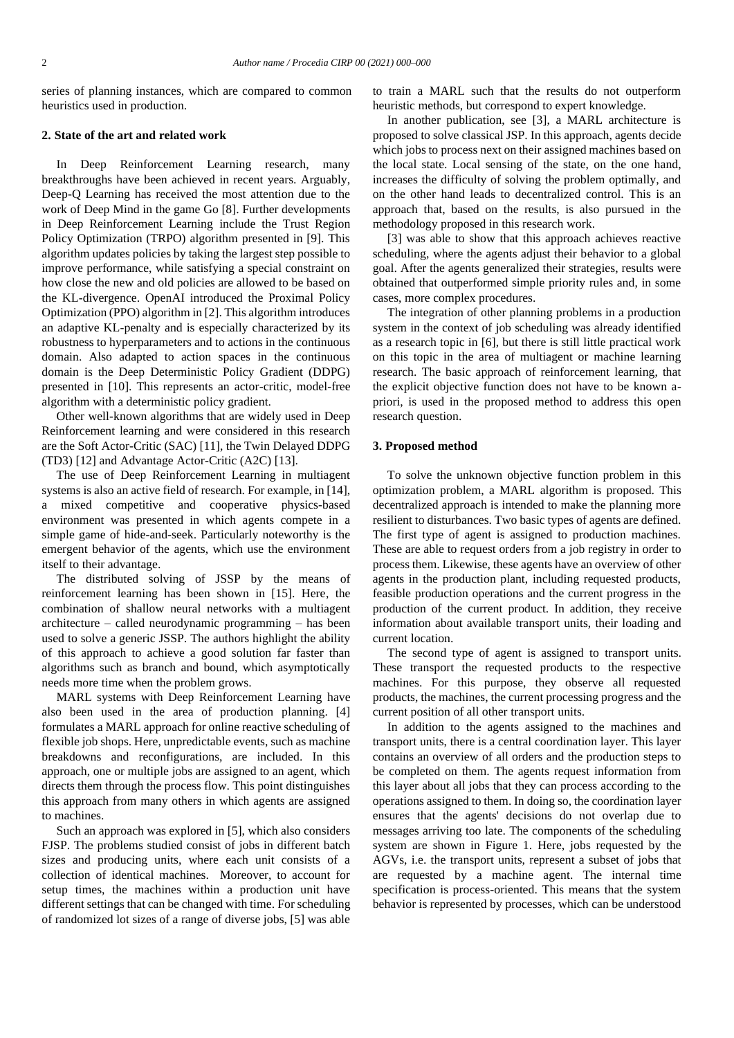series of planning instances, which are compared to common heuristics used in production.

## 2. State of the art and related work

In Deep Reinforcement Learning research, many breakthroughs have been achieved in recent years. Arguably, Deep-Q Learning has received the most attention due to the work of Deep Mind in the game Go [8]. Further developments in Deep Reinforcement Learning include the Trust Region Policy Optimization (TRPO) algorithm presented in [9]. This algorithm updates policies by taking the largest step possible to improve performance, while satisfying a special constraint on how close the new and old policies are allowed to be based on the KL-divergence. OpenAI introduced the Proximal Policy Optimization (PPO) algorithm in [2]. This algorithm introduces an adaptive KL-penalty and is especially characterized by its robustness to hyperparameters and to actions in the continuous domain. Also adapted to action spaces in the continuous domain is the Deep Deterministic Policy Gradient (DDPG) presented in [10]. This represents an actor-critic, model-free algorithm with a deterministic policy gradient.

Other well-known algorithms that are widely used in Deep Reinforcement learning and were considered in this research are the Soft Actor-Critic (SAC) [11], the Twin Delayed DDPG (TD3) [12] and Advantage Actor-Critic (A2C) [13].

The use of Deep Reinforcement Learning in multiagent systems is also an active field of research. For example, in [14], a mixed competitive and cooperative physics-based environment was presented in which agents compete in a simple game of hide-and-seek. Particularly noteworthy is the emergent behavior of the agents, which use the environment itself to their advantage.

The distributed solving of JSSP by the means of reinforcement learning has been shown in [15]. Here, the combination of shallow neural networks with a multiagent architecture – called neurodynamic programming – has been used to solve a generic JSSP. The authors highlight the ability of this approach to achieve a good solution far faster than algorithms such as branch and bound, which asymptotically needs more time when the problem grows.

MARL systems with Deep Reinforcement Learning have also been used in the area of production planning. [4] formulates a MARL approach for online reactive scheduling of flexible job shops. Here, unpredictable events, such as machine breakdowns and reconfigurations, are included. In this approach, one or multiple jobs are assigned to an agent, which directs them through the process flow. This point distinguishes this approach from many others in which agents are assigned to machines.

Such an approach was explored in [5], which also considers FJSP. The problems studied consist of jobs in different batch sizes and producing units, where each unit consists of a collection of identical machines. Moreover, to account for setup times, the machines within a production unit have different settings that can be changed with time. For scheduling of randomized lot sizes of a range of diverse jobs, [5] was able to train a MARL such that the results do not outperform heuristic methods, but correspond to expert knowledge.

In another publication, see [3], a MARL architecture is proposed to solve classical JSP. In this approach, agents decide which jobs to process next on their assigned machines based on the local state. Local sensing of the state, on the one hand, increases the difficulty of solving the problem optimally, and on the other hand leads to decentralized control. This is an approach that, based on the results, is also pursued in the methodology proposed in this research work.

[3] was able to show that this approach achieves reactive scheduling, where the agents adjust their behavior to a global goal. After the agents generalized their strategies, results were obtained that outperformed simple priority rules and, in some cases, more complex procedures.

The integration of other planning problems in a production system in the context of job scheduling was already identified as a research topic in [6], but there is still little practical work on this topic in the area of multiagent or machine learning research. The basic approach of reinforcement learning, that the explicit objective function does not have to be known a-priori, is used in the proposed method to address this open research question.

## 3. Proposed method

To solve the unknown objective function problem in this optimization problem, a MARL algorithm is proposed. This decentralized approach is intended to make the planning more resilient to disturbances. Two basic types of agents are defined. The first type of agent is assigned to production machines. These are able to request orders from a job registry in order to process them. Likewise, these agents have an overview of other agents in the production plant, including requested products, feasible production operations and the current progress in the production of the current product. In addition, they receive information about available transport units, their loading and current location.

The second type of agent is assigned to transport units. These transport the requested products to the respective machines. For this purpose, they observe all requested products, the machines, the current processing progress and the current position of all other transport units.

In addition to the agents assigned to the machines and transport units, there is a central coordination layer. This layer contains an overview of all orders and the production steps to be completed on them. The agents request information from this layer about all jobs that they can process according to the operations assigned to them. In doing so, the coordination layer ensures that the agents' decisions do not overlap due to messages arriving too late. The components of the scheduling system are shown in Figure 1. Here, jobs requested by the AGVs, i.e. the transport units, represent a subset of jobs that are requested by a machine agent. The internal time specification is process-oriented. This means that the system behavior is represented by processes, which can be understood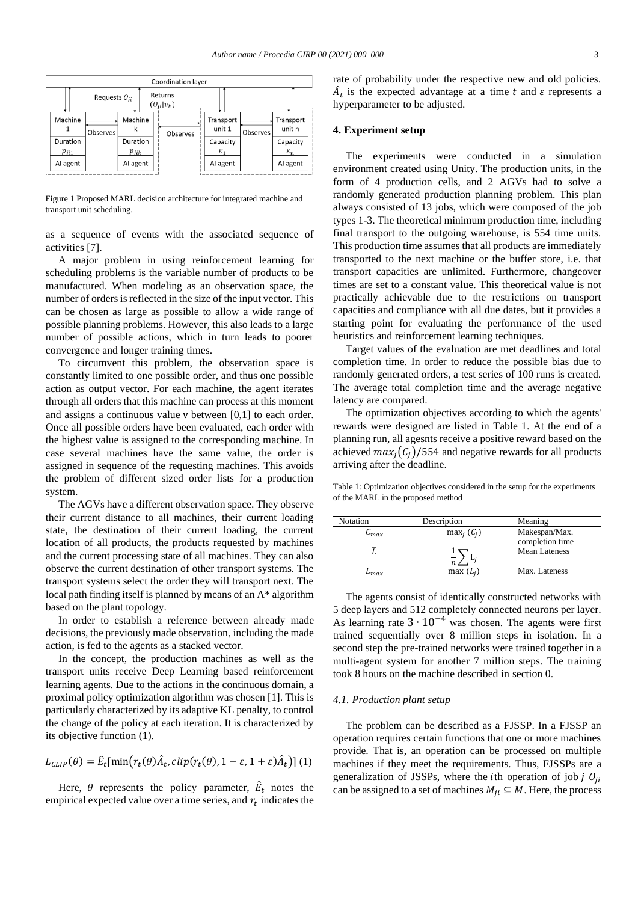Figure 1 Proposed MARL decision architecture for integrated machine and transport unit scheduling.

as a sequence of events with the associated sequence of activities [7].

A major problem in using reinforcement learning for scheduling problems is the variable number of products to be manufactured. When modeling as an observation space, the number of orders is reflected in the size of the input vector. This can be chosen as large as possible to allow a wide range of possible planning problems. However, this also leads to a large number of possible actions, which in turn leads to poorer convergence and longer training times.

To circumvent this problem, the observation space is constantly limited to one possible order, and thus one possible action as output vector. For each machine, the agent iterates through all orders that this machine can process at this moment and assigns a continuous value v between [0,1] to each order. Once all possible orders have been evaluated, each order with the highest value is assigned to the corresponding machine. In case several machines have the same value, the order is assigned in sequence of the requesting machines. This avoids the problem of different sized order lists for a production system.

The AGVs have a different observation space. They observe their current distance to all machines, their current loading state, the destination of their current loading, the current location of all products, the products requested by machines and the current processing state of all machines. They can also observe the current destination of other transport systems. The transport systems select the order they will transport next. The local path finding itself is planned by means of an A* algorithm based on the plant topology.

In order to establish a reference between already made decisions, the previously made observation, including the made action, is fed to the agents as a stacked vector.

In the concept, the production machines as well as the transport units receive Deep Learning based reinforcement learning agents. Due to the actions in the continuous domain, a proximal policy optimization algorithm was chosen [1]. This is particularly characterized by its adaptive KL penalty, to control the change of the policy at each iteration. It is characterized by its objective function (1).

$$L_{CLIP}(\theta) = \hat{E}_t[\min(r_t(\theta)\hat{A}_t, clip(r_t(\theta), 1-\varepsilon, 1+\varepsilon)\hat{A}_t)] \quad (1)$$

Here, $\theta$ represents the policy parameter, $\hat{E}_t$ notes the empirical expected value over a time series, and $r_t$ indicates the rate of probability under the respective new and old policies. $\hat{A}_t$ is the expected advantage at a time $t$ and $\varepsilon$ represents a hyperparameter to be adjusted.

## 4. Experiment setup

The experiments were conducted in a simulation environment created using Unity. The production units, in the form of 4 production cells, and 2 AGVs had to solve a randomly generated production planning problem. This plan always consisted of 13 jobs, which were composed of the job types 1-3. The theoretical minimum production time, including final transport to the outgoing warehouse, is 554 time units. This production time assumes that all products are immediately transported to the next machine or the buffer store, i.e. that transport capacities are unlimited. Furthermore, changeover times are set to a constant value. This theoretical value is not practically achievable due to the restrictions on transport capacities and compliance with all due dates, but it provides a starting point for evaluating the performance of the used heuristics and reinforcement learning techniques.

Target values of the evaluation are met deadlines and total completion time. In order to reduce the possible bias due to randomly generated orders, a test series of 100 runs is created. The average total completion time and the average negative latency are compared.

The optimization objectives according to which the agents' rewards were designed are listed in Table 1. At the end of a planning run, all agesnts receive a positive reward based on the achieved $max_j(C_j)/554$ and negative rewards for all products arriving after the deadline.

Table 1: Optimization objectives considered in the setup for the experiments of the MARL in the proposed method

| Notation | Description | Meaning |
|---|---|---|
| $C_{max}$ | $\max_j (C_j)$ | Makespan/Max. completion time |
| $\bar{L}$ | $\frac{1}{n}\sum L_j$ | Mean Lateness |
| $L_{max}$ | $\max (L_j)$ | Max. Lateness |

The agents consist of identically constructed networks with 5 deep layers and 512 completely connected neurons per layer. As learning rate $3 \cdot 10^{-4}$ was chosen. The agents were first trained sequentially over 8 million steps in isolation. In a second step the pre-trained networks were trained together in a multi-agent system for another 7 million steps. The training took 8 hours on the machine described in section 0.

### 4.1. Production plant setup

The problem can be described as a FJSSP. In a FJSSP an operation requires certain functions that one or more machines provide. That is, an operation can be processed on multiple machines if they meet the requirements. Thus, FJSSPs are a generalization of JSSPs, where the $i$th operation of job $j$ $O_{ji}$ can be assigned to a set of machines $M_{ji} \subseteq M$. Here, the process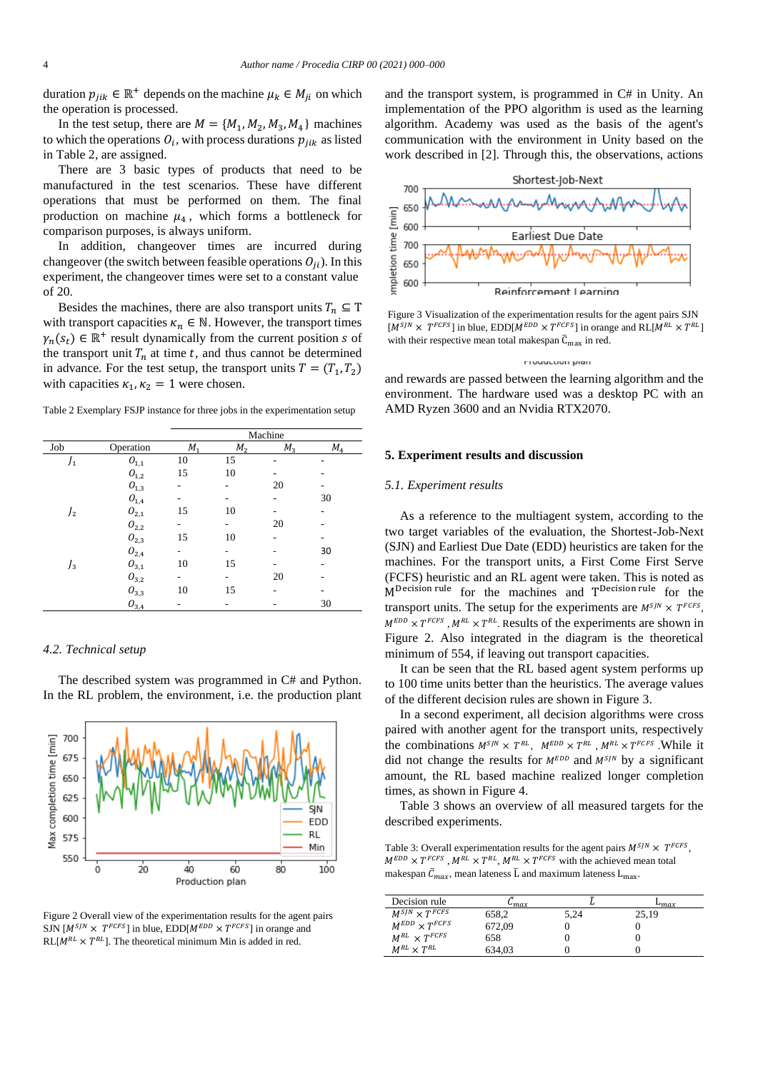duration $p_{jik} \in \mathbb{R}^+$ depends on the machine $\mu_k \in M_{ji}$ on which the operation is processed.

In the test setup, there are $M = \{M_1, M_2, M_3, M_4\}$ machines to which the operations $O_i$, with process durations $p_{jik}$ as listed in Table 2, are assigned.

There are 3 basic types of products that need to be manufactured in the test scenarios. These have different operations that must be performed on them. The final production on machine $\mu_4$, which forms a bottleneck for comparison purposes, is always uniform.

In addition, changeover times are incurred during changeover (the switch between feasible operations $O_{ji}$). In this experiment, the changeover times were set to a constant value of 20.

Besides the machines, there are also transport units $T_n \subseteq \mathrm{T}$ with transport capacities $\kappa_n \in \mathbb{N}$. However, the transport times $\gamma_n(s_t) \in \mathbb{R}^+$ result dynamically from the current position $s$ of the transport unit $T_n$ at time $t$, and thus cannot be determined in advance. For the test setup, the transport units $T = (T_1, T_2)$ with capacities $\kappa_1, \kappa_2 = 1$ were chosen.

Table 2 Exemplary FSJP instance for three jobs in the experimentation setup

| Job | Operation | Machine | | | |
|---|---|---|---|---|---|
| | | $M_1$ | $M_2$ | $M_3$ | $M_4$ |
| $J_1$ | $O_{1,1}$ | 10 | 15 | - | - |
| | $O_{1,2}$ | 15 | 10 | - | - |
| | $O_{1,3}$ | - | - | 20 | - |
| | $O_{1,4}$ | - | - | - | 30 |
| $J_2$ | $O_{2,1}$ | 15 | 10 | - | - |
| | $O_{2,2}$ | - | - | 20 | - |
| | $O_{2,3}$ | 15 | 10 | - | - |
| | $O_{2,4}$ | - | - | - | 30 |
| $J_3$ | $O_{3,1}$ | 10 | 15 | - | - |
| | $O_{3,2}$ | - | - | 20 | - |
| | $O_{3,3}$ | 10 | 15 | - | - |
| | $O_{3,4}$ | - | - | - | 30 |

### 4.2. Technical setup

The described system was programmed in C# and Python. In the RL problem, the environment, i.e. the production plant and the transport system, is programmed in C# in Unity. An implementation of the PPO algorithm is used as the learning algorithm. Academy was used as the basis of the agent's communication with the environment in Unity based on the work described in [2]. Through this, the observations, actions and rewards are passed between the learning algorithm and the environment. The hardware used was a desktop PC with an AMD Ryzen 3600 and an Nvidia RTX2070.

Figure 2 Overall view of the experimentation results for the agent pairs SJN [$M^{SJN} \times T^{FCFS}$] in blue, EDD[$M^{EDD} \times T^{FCFS}$] in orange and RL[$M^{RL} \times T^{RL}$]. The theoretical minimum Min is added in red.

Figure 3 Visualization of the experimentation results for the agent pairs SJN [$M^{SJN} \times T^{FCFS}$] in blue, EDD[$M^{EDD} \times T^{FCFS}$] in orange and RL[$M^{RL} \times T^{RL}$] with their respective mean total makespan $\bar{C}_{max}$ in red.

## 5. Experiment results and discussion

### 5.1. Experiment results

As a reference to the multiagent system, according to the two target variables of the evaluation, the Shortest-Job-Next (SJN) and Earliest Due Date (EDD) heuristics are taken for the machines. For the transport units, a First Come First Serve (FCFS) heuristic and an RL agent were taken. This is noted as $\mathrm{M}^{\text{Decision rule}}$ for the machines and $\mathrm{T}^{\text{Decision rule}}$ for the transport units. The setup for the experiments are $M^{SJN} \times T^{FCFS}$, $M^{EDD} \times T^{FCFS}$, $M^{RL} \times T^{RL}$. Results of the experiments are shown in Figure 2. Also integrated in the diagram is the theoretical minimum of 554, if leaving out transport capacities.

It can be seen that the RL based agent system performs up to 100 time units better than the heuristics. The average values of the different decision rules are shown in Figure 3.

In a second experiment, all decision algorithms were cross paired with another agent for the transport units, respectively the combinations $M^{SJN} \times T^{RL}$, $M^{EDD} \times T^{RL}$, $M^{RL} \times T^{FCFS}$. While it did not change the results for $M^{EDD}$ and $M^{SJN}$ by a significant amount, the RL based machine realized longer completion times, as shown in Figure 4.

Table 3 shows an overview of all measured targets for the described experiments.

Table 3: Overall experimentation results for the agent pairs $M^{SJN} \times T^{FCFS}$, $M^{EDD} \times T^{FCFS}$, $M^{RL} \times T^{RL}$, $M^{RL} \times T^{FCFS}$ with the achieved mean total makespan $\bar{C}_{max}$, mean lateness $\bar{\mathrm{L}}$ and maximum lateness $\mathrm{L}_{max}$.

| Decision rule | $\bar{C}_{max}$ | $\bar{L}$ | $L_{max}$ |
|---|---|---|---|
| $M^{SJN} \times T^{FCFS}$ | 658,2 | 5,24 | 25,19 |
| $M^{EDD} \times T^{FCFS}$ | 672,09 | 0 | 0 |
| $M^{RL} \times T^{FCFS}$ | 658 | 0 | 0 |
| $M^{RL} \times T^{RL}$ | 634,03 | 0 | 0 |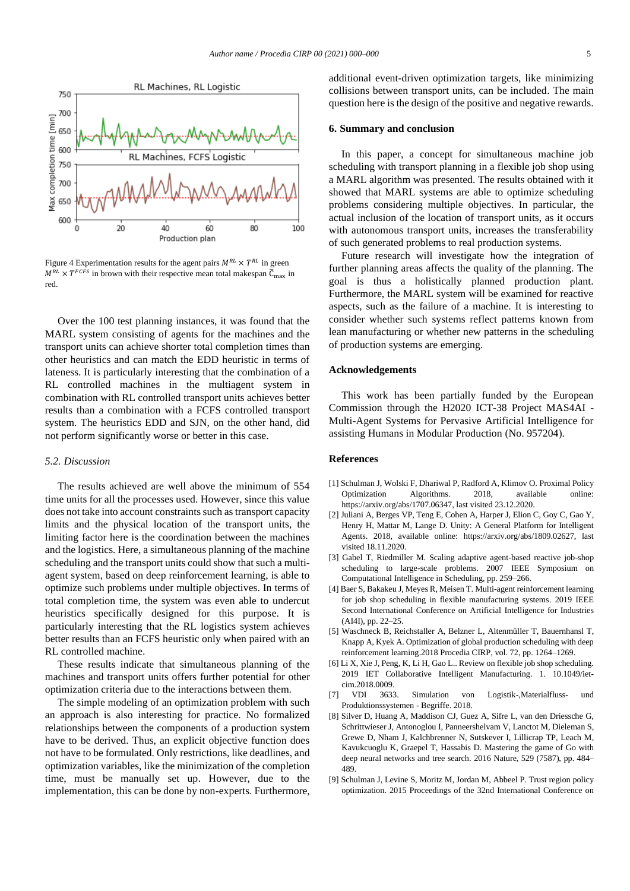Figure 4 Experimentation results for the agent pairs $M^{RL} \times T^{RL}$ in green $M^{RL} \times T^{FCFS}$ in brown with their respective mean total makespan $\bar{C}_{max}$ in red.

Over the 100 test planning instances, it was found that the MARL system consisting of agents for the machines and the transport units can achieve shorter total completion times than other heuristics and can match the EDD heuristic in terms of lateness. It is particularly interesting that the combination of a RL controlled machines in the multiagent system in combination with RL controlled transport units achieves better results than a combination with a FCFS controlled transport system. The heuristics EDD and SJN, on the other hand, did not perform significantly worse or better in this case.

### *5.2. Discussion*

The results achieved are well above the minimum of 554 time units for all the processes used. However, since this value does not take into account constraints such as transport capacity limits and the physical location of the transport units, the limiting factor here is the coordination between the machines and the logistics. Here, a simultaneous planning of the machine scheduling and the transport units could show that such a multi-agent system, based on deep reinforcement learning, is able to optimize such problems under multiple objectives. In terms of total completion time, the system was even able to undercut heuristics specifically designed for this purpose. It is particularly interesting that the RL logistics system achieves better results than an FCFS heuristic only when paired with an RL controlled machine.

These results indicate that simultaneous planning of the machines and transport units offers further potential for other optimization criteria due to the interactions between them.

The simple modeling of an optimization problem with such an approach is also interesting for practice. No formalized relationships between the components of a production system have to be derived. Thus, an explicit objective function does not have to be formulated. Only restrictions, like deadlines, and optimization variables, like the minimization of the completion time, must be manually set up. However, due to the implementation, this can be done by non-experts. Furthermore, additional event-driven optimization targets, like minimizing collisions between transport units, can be included. The main question here is the design of the positive and negative rewards.

## 6. Summary and conclusion

In this paper, a concept for simultaneous machine job scheduling with transport planning in a flexible job shop using a MARL algorithm was presented. The results obtained with it showed that MARL systems are able to optimize scheduling problems considering multiple objectives. In particular, the actual inclusion of the location of transport units, as it occurs with autonomous transport units, increases the transferability of such generated problems to real production systems.

Future research will investigate how the integration of further planning areas affects the quality of the planning. The goal is thus a holistically planned production plant. Furthermore, the MARL system will be examined for reactive aspects, such as the failure of a machine. It is interesting to consider whether such systems reflect patterns known from lean manufacturing or whether new patterns in the scheduling of production systems are emerging.

## Acknowledgements

This work has been partially funded by the European Commission through the H2020 ICT-38 Project MAS4AI - Multi-Agent Systems for Pervasive Artificial Intelligence for assisting Humans in Modular Production (No. 957204).

## References

[1] Schulman J, Wolski F, Dhariwal P, Radford A, Klimov O. Proximal Policy Optimization Algorithms. 2018, available online: https://arxiv.org/abs/1707.06347, last visited 23.12.2020.

[2] Juliani A, Berges VP, Teng E, Cohen A, Harper J, Elion C, Goy C, Gao Y, Henry H, Mattar M, Lange D. Unity: A General Platform for Intelligent Agents. 2018, available online: https://arxiv.org/abs/1809.02627, last visited 18.11.2020.

[3] Gabel T, Riedmiller M. Scaling adaptive agent-based reactive job-shop scheduling to large-scale problems. 2007 IEEE Symposium on Computational Intelligence in Scheduling, pp. 259–266.

[4] Baer S, Bakakeu J, Meyes R, Meisen T. Multi-agent reinforcement learning for job shop scheduling in flexible manufacturing systems. 2019 IEEE Second International Conference on Artificial Intelligence for Industries (AI4I), pp. 22–25.

[5] Waschneck B, Reichstaller A, Belzner L, Altenmüller T, Bauernhansl T, Knapp A, Kyek A. Optimization of global production scheduling with deep reinforcement learning.2018 Procedia CIRP, vol. 72, pp. 1264–1269.

[6] Li X, Xie J, Peng, K, Li H, Gao L.. Review on flexible job shop scheduling. 2019 IET Collaborative Intelligent Manufacturing. 1. 10.1049/iet-cim.2018.0009.

[7] VDI 3633. Simulation von Logistik-,Materialfluss- und Produktionssystemen - Begriffe. 2018.

[8] Silver D, Huang A, Maddison CJ, Guez A, Sifre L, van den Driessche G, Schrittwieser J, Antonoglou I, Panneershelvam V, Lanctot M, Dieleman S, Grewe D, Nham J, Kalchbrenner N, Sutskever I, Lillicrap TP, Leach M, Kavukcuoglu K, Graepel T, Hassabis D. Mastering the game of Go with deep neural networks and tree search. 2016 Nature, 529 (7587), pp. 484–489.

[9] Schulman J, Levine S, Moritz M, Jordan M, Abbeel P. Trust region policy optimization. 2015 Proceedings of the 32nd International Conference on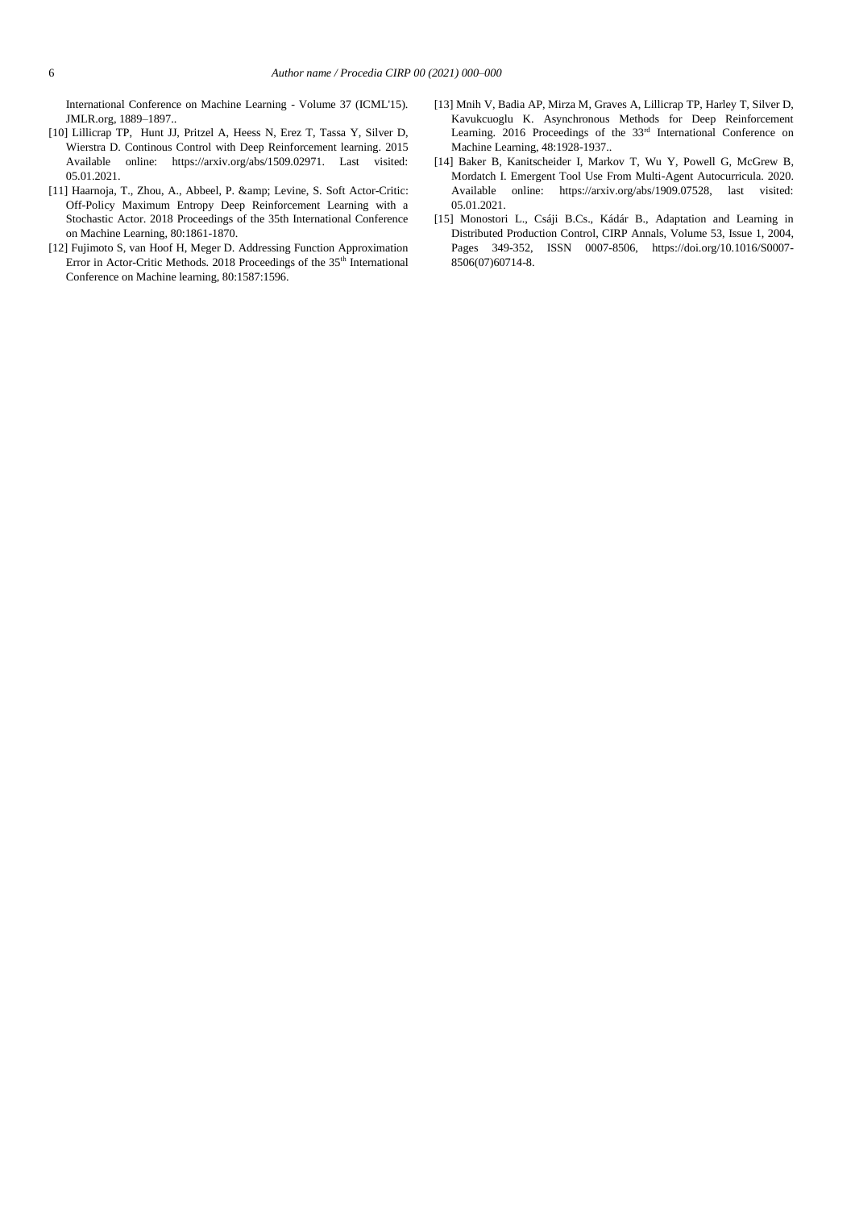International Conference on Machine Learning - Volume 37 (ICML'15). JMLR.org, 1889–1897..

[10] Lillicrap TP, Hunt JJ, Pritzel A, Heess N, Erez T, Tassa Y, Silver D, Wierstra D. Continous Control with Deep Reinforcement learning. 2015 Available online: https://arxiv.org/abs/1509.02971. Last visited: 05.01.2021.

[11] Haarnoja, T., Zhou, A., Abbeel, P. &amp; Levine, S. Soft Actor-Critic: Off-Policy Maximum Entropy Deep Reinforcement Learning with a Stochastic Actor. 2018 Proceedings of the 35th International Conference on Machine Learning, 80:1861-1870.

[12] Fujimoto S, van Hoof H, Meger D. Addressing Function Approximation Error in Actor-Critic Methods. 2018 Proceedings of the 35th International Conference on Machine learning, 80:1587:1596.

[13] Mnih V, Badia AP, Mirza M, Graves A, Lillicrap TP, Harley T, Silver D, Kavukcuoglu K. Asynchronous Methods for Deep Reinforcement Learning. 2016 Proceedings of the 33rd International Conference on Machine Learning, 48:1928-1937..

[14] Baker B, Kanitscheider I, Markov T, Wu Y, Powell G, McGrew B, Mordatch I. Emergent Tool Use From Multi-Agent Autocurricula. 2020. Available online: https://arxiv.org/abs/1909.07528, last visited: 05.01.2021.

[15] Monostori L., Csáji B.Cs., Kádár B., Adaptation and Learning in Distributed Production Control, CIRP Annals, Volume 53, Issue 1, 2004, Pages 349-352, ISSN 0007-8506, https://doi.org/10.1016/S0007-8506(07)60714-8.